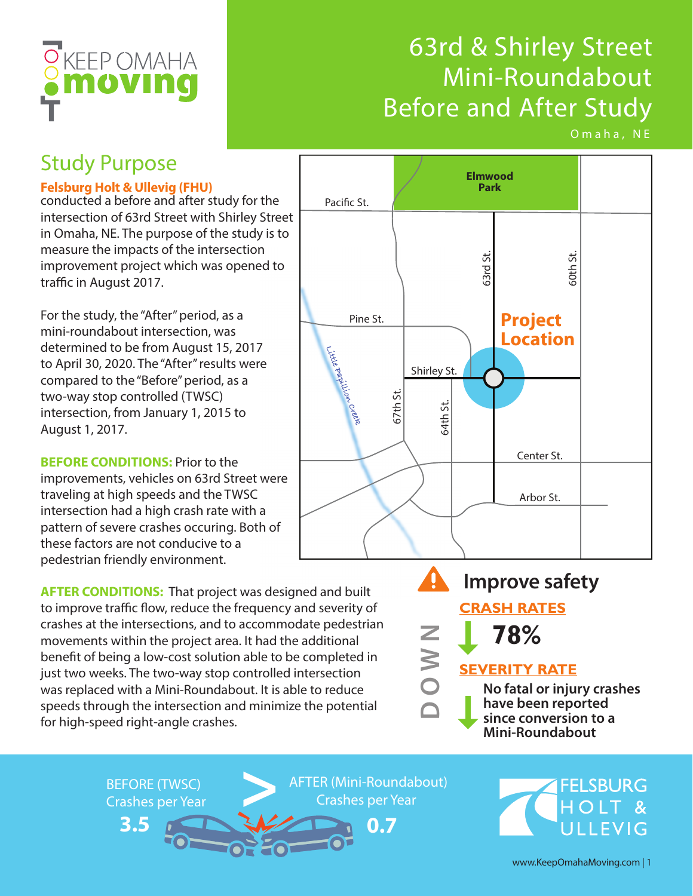KEEP OMAHA **moving**

# 63rd & Shirley Street Mini-Roundabout Before and After Study

Omaha, NE

## Study Purpose

**Felsburg Holt & Ullevig (FHU)** conducted a before and after study for the intersection of 63rd Street with Shirley Street in Omaha, NE. The purpose of the study is to measure the impacts of the intersection improvement project which was opened to traffic in August 2017.

For the study, the "After" period, as a mini-roundabout intersection, was determined to be from August 15, 2017 to April 30, 2020. The "After" results were compared to the "Before" period, as a two-way stop controlled (TWSC) intersection, from January 1, 2015 to August 1, 2017.

**BEFORE CONDITIONS:** Prior to the improvements, vehicles on 63rd Street were traveling at high speeds and the TWSC intersection had a high crash rate with a pattern of severe crashes occuring. Both of these factors are not conducive to a pedestrian friendly environment.

**AFTER CONDITIONS:** That project was designed and built to improve traffic flow, reduce the frequency and severity of crashes at the intersections, and to accommodate pedestrian movements within the project area. It had the additional benefit of being a low-cost solution able to be completed in just two weeks. The two-way stop controlled intersection was replaced with a Mini-Roundabout. It is able to reduce speeds through the intersection and minimize the potential for high-speed right-angle crashes.

Elmwood Park

Pacific St.

63rd St.

60th St.

Pine St.

Project Location

Shirley St.

Little Papillion Creek

67th St.

64th St.

Center St.

Arbor St.

## Improve safety

DOWN

**CRASH RATES**

**78%**

**SEVERITY RATE**

**No fatal or injury crashes have been reported since conversion to a Mini-Roundabout**

BEFORE (TWSC) Crashes per Year **3.5** > AFTER (Mini-Roundabout) Crashes per Year **0.7**

FELSBURG HOLT & ULLEVIG

www.KeepOmahaMoving.com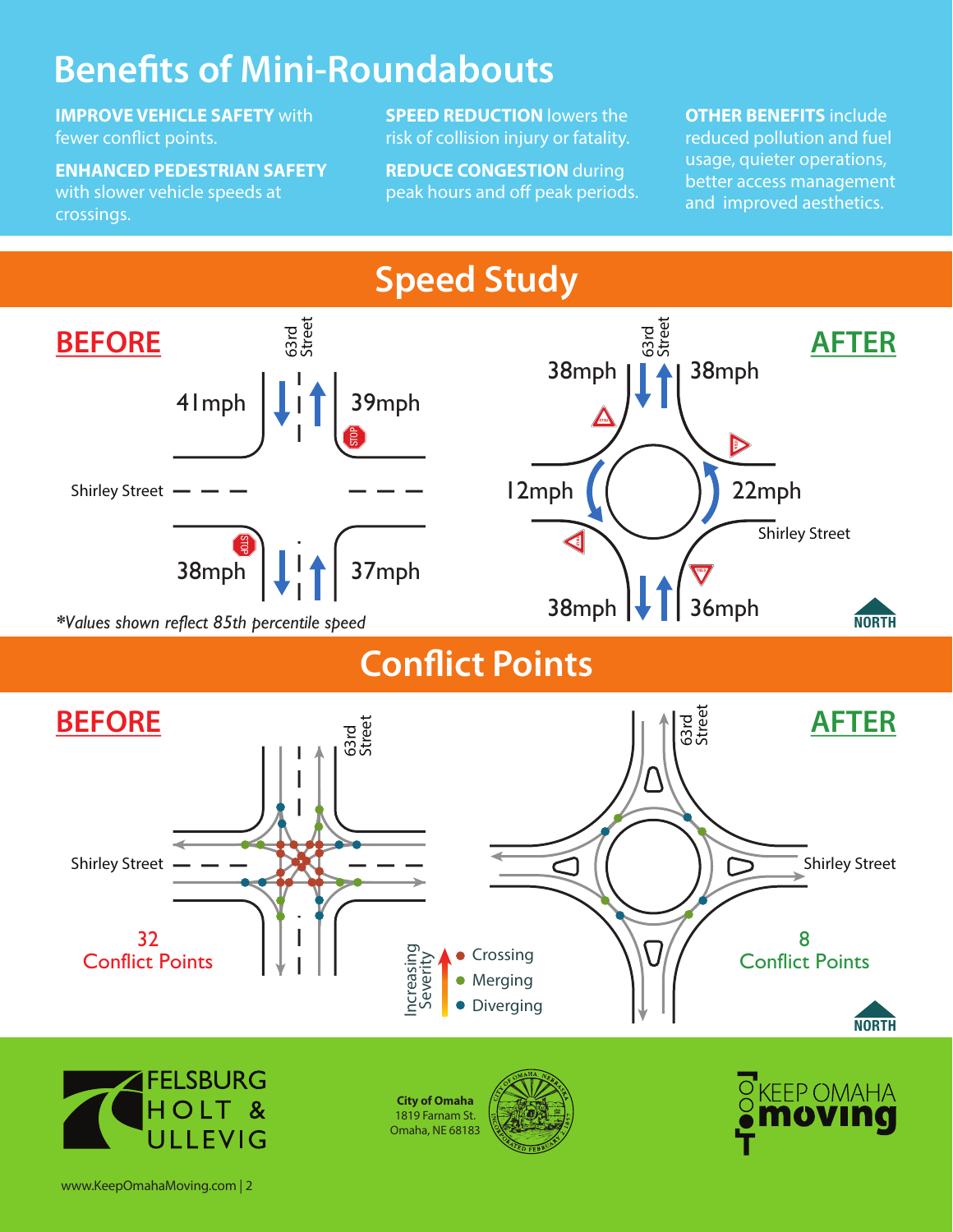# Benefits of Mini-Roundabouts

**IMPROVE VEHICLE SAFETY** with fewer conflict points.

**ENHANCED PEDESTRIAN SAFETY** with slower vehicle speeds at crossings.

**SPEED REDUCTION** lowers the risk of collision injury or fatality.

**REDUCE CONGESTION** during peak hours and off peak periods.

**OTHER BENEFITS** include reduced pollution and fuel usage, quieter operations, better access management and improved aesthetics.

## Speed Study

**BEFORE**

63rd Street

Shirley Street

41mph

39mph

38mph

37mph

STOP

*\*Values shown reflect 85th percentile speed*

**AFTER**

63rd Street

Shirley Street

38mph

38mph

12mph

22mph

38mph

36mph

NORTH

## Conflict Points

**BEFORE**

63rd Street

Shirley Street

32 Conflict Points

Increasing Severity

- Crossing
- Merging
- Diverging

**AFTER**

63rd Street

Shirley Street

8 Conflict Points

NORTH

FELSBURG HOLT & ULLEVIG

**City of Omaha**
1819 Farnam St.
Omaha, NE 68183

KEEP OMAHA moving

www.KeepOmahaMoving.com